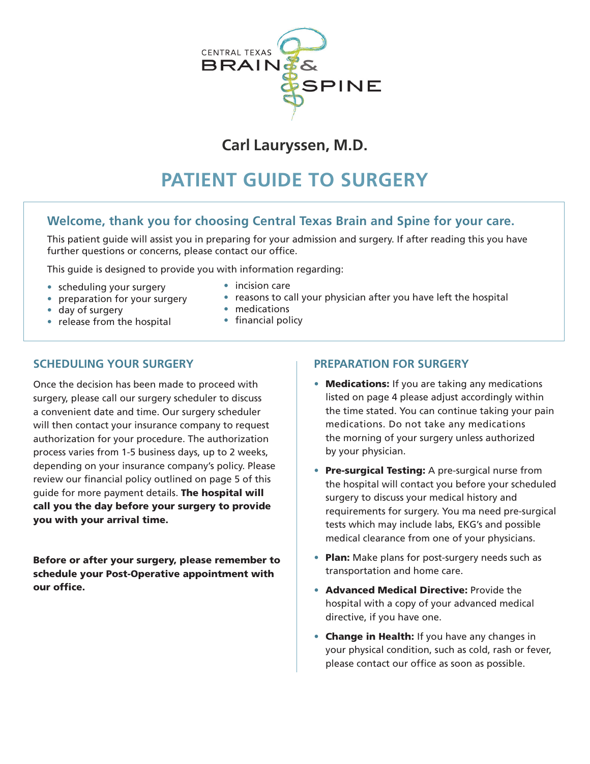CENTRAL TEXAS BRAIN & SPINE

## Carl Lauryssen, M.D.

# PATIENT GUIDE TO SURGERY

### Welcome, thank you for choosing Central Texas Brain and Spine for your care.

This patient guide will assist you in preparing for your admission and surgery. If after reading this you have further questions or concerns, please contact our office.

This guide is designed to provide you with information regarding:

- scheduling your surgery
- preparation for your surgery
- day of surgery
- release from the hospital
- incision care
- reasons to call your physician after you have left the hospital
- medications
- financial policy

## SCHEDULING YOUR SURGERY

Once the decision has been made to proceed with surgery, please call our surgery scheduler to discuss a convenient date and time. Our surgery scheduler will then contact your insurance company to request authorization for your procedure. The authorization process varies from 1-5 business days, up to 2 weeks, depending on your insurance company's policy. Please review our financial policy outlined on page 5 of this guide for more payment details. **The hospital will call you the day before your surgery to provide you with your arrival time.**

**Before or after your surgery, please remember to schedule your Post-Operative appointment with our office.**

## PREPARATION FOR SURGERY

- **Medications:** If you are taking any medications listed on page 4 please adjust accordingly within the time stated. You can continue taking your pain medications. Do not take any medications the morning of your surgery unless authorized by your physician.
- **Pre-surgical Testing:** A pre-surgical nurse from the hospital will contact you before your scheduled surgery to discuss your medical history and requirements for surgery. You ma need pre-surgical tests which may include labs, EKG's and possible medical clearance from one of your physicians.
- **Plan:** Make plans for post-surgery needs such as transportation and home care.
- **Advanced Medical Directive:** Provide the hospital with a copy of your advanced medical directive, if you have one.
- **Change in Health:** If you have any changes in your physical condition, such as cold, rash or fever, please contact our office as soon as possible.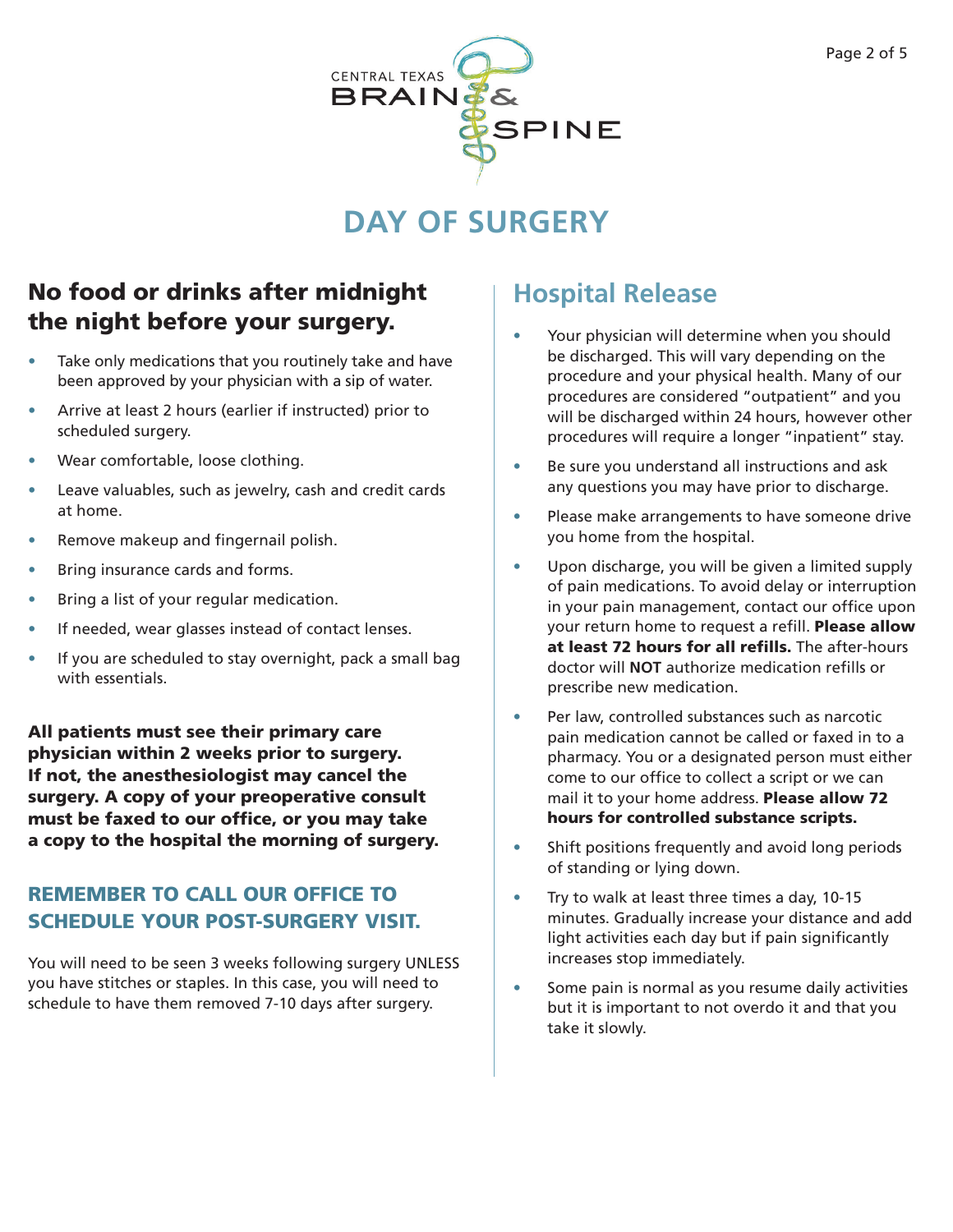CENTRAL TEXAS BRAIN & SPINE

# DAY OF SURGERY

## No food or drinks after midnight the night before your surgery.

- Take only medications that you routinely take and have been approved by your physician with a sip of water.
- Arrive at least 2 hours (earlier if instructed) prior to scheduled surgery.
- Wear comfortable, loose clothing.
- Leave valuables, such as jewelry, cash and credit cards at home.
- Remove makeup and fingernail polish.
- Bring insurance cards and forms.
- Bring a list of your regular medication.
- If needed, wear glasses instead of contact lenses.
- If you are scheduled to stay overnight, pack a small bag with essentials.

**All patients must see their primary care physician within 2 weeks prior to surgery. If not, the anesthesiologist may cancel the surgery. A copy of your preoperative consult must be faxed to our office, or you may take a copy to the hospital the morning of surgery.**

### REMEMBER TO CALL OUR OFFICE TO SCHEDULE YOUR POST-SURGERY VISIT.

You will need to be seen 3 weeks following surgery UNLESS you have stitches or staples. In this case, you will need to schedule to have them removed 7-10 days after surgery.

## Hospital Release

- Your physician will determine when you should be discharged. This will vary depending on the procedure and your physical health. Many of our procedures are considered "outpatient" and you will be discharged within 24 hours, however other procedures will require a longer "inpatient" stay.
- Be sure you understand all instructions and ask any questions you may have prior to discharge.
- Please make arrangements to have someone drive you home from the hospital.
- Upon discharge, you will be given a limited supply of pain medications. To avoid delay or interruption in your pain management, contact our office upon your return home to request a refill. **Please allow at least 72 hours for all refills.** The after-hours doctor will **NOT** authorize medication refills or prescribe new medication.
- Per law, controlled substances such as narcotic pain medication cannot be called or faxed in to a pharmacy. You or a designated person must either come to our office to collect a script or we can mail it to your home address. **Please allow 72 hours for controlled substance scripts.**
- Shift positions frequently and avoid long periods of standing or lying down.
- Try to walk at least three times a day, 10-15 minutes. Gradually increase your distance and add light activities each day but if pain significantly increases stop immediately.
- Some pain is normal as you resume daily activities but it is important to not overdo it and that you take it slowly.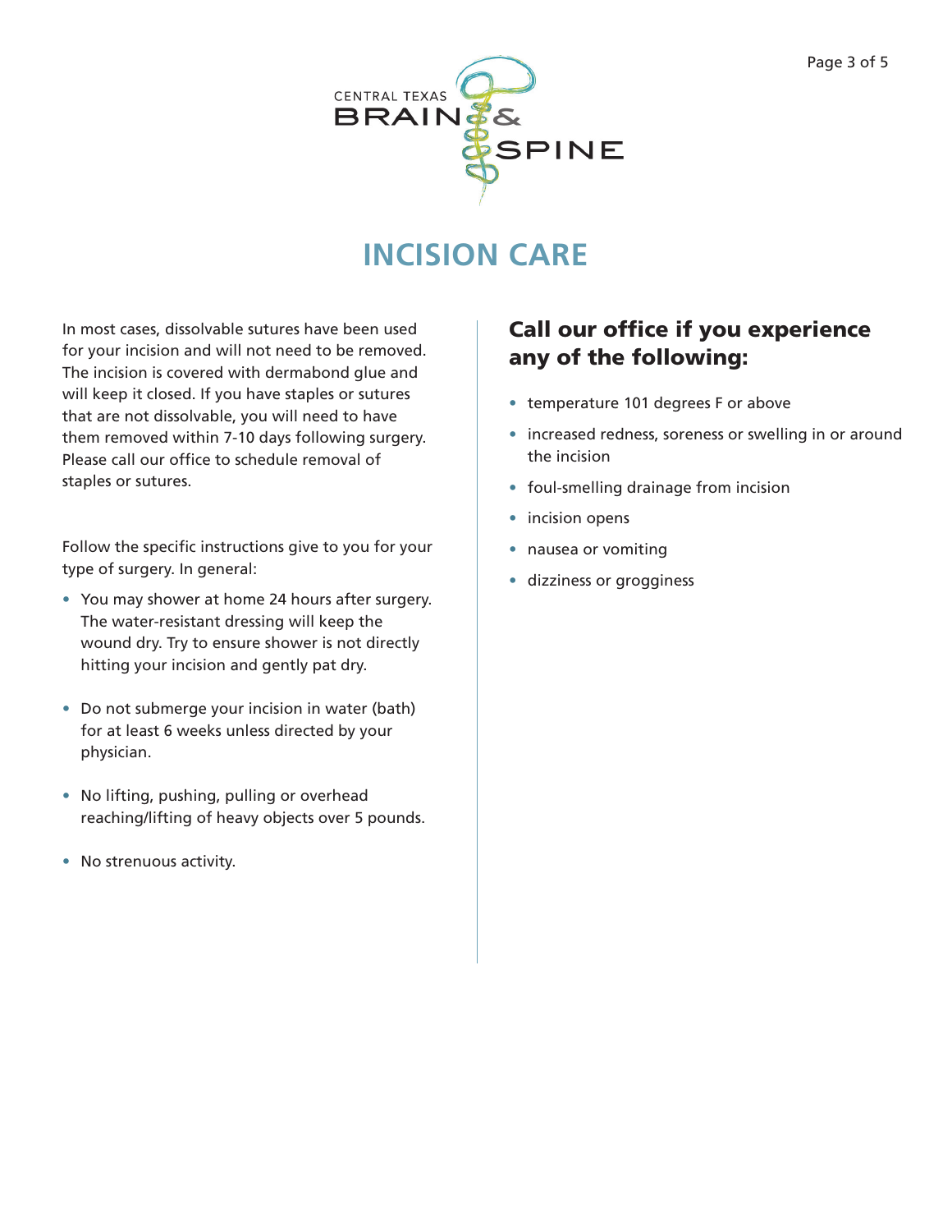CENTRAL TEXAS BRAIN & SPINE

# INCISION CARE

In most cases, dissolvable sutures have been used for your incision and will not need to be removed. The incision is covered with dermabond glue and will keep it closed. If you have staples or sutures that are not dissolvable, you will need to have them removed within 7-10 days following surgery. Please call our office to schedule removal of staples or sutures.

Follow the specific instructions give to you for your type of surgery. In general:

- You may shower at home 24 hours after surgery. The water-resistant dressing will keep the wound dry. Try to ensure shower is not directly hitting your incision and gently pat dry.
- Do not submerge your incision in water (bath) for at least 6 weeks unless directed by your physician.
- No lifting, pushing, pulling or overhead reaching/lifting of heavy objects over 5 pounds.
- No strenuous activity.

## Call our office if you experience any of the following:

- temperature 101 degrees F or above
- increased redness, soreness or swelling in or around the incision
- foul-smelling drainage from incision
- incision opens
- nausea or vomiting
- dizziness or grogginess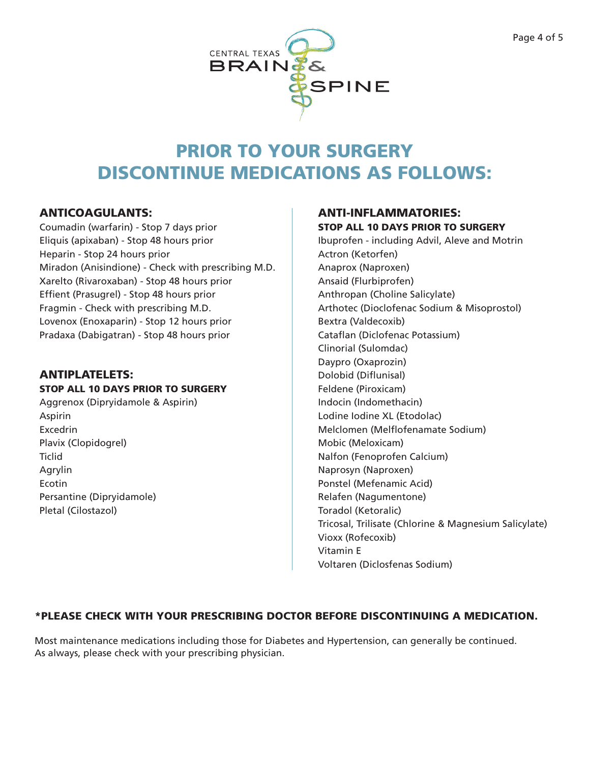CENTRAL TEXAS BRAIN & SPINE

# PRIOR TO YOUR SURGERY DISCONTINUE MEDICATIONS AS FOLLOWS:

## ANTICOAGULANTS:

Coumadin (warfarin) - Stop 7 days prior
Eliquis (apixaban) - Stop 48 hours prior
Heparin - Stop 24 hours prior
Miradon (Anisindione) - Check with prescribing M.D.
Xarelto (Rivaroxaban) - Stop 48 hours prior
Effient (Prasugrel) - Stop 48 hours prior
Fragmin - Check with prescribing M.D.
Lovenox (Enoxaparin) - Stop 12 hours prior
Pradaxa (Dabigatran) - Stop 48 hours prior

## ANTIPLATELETS:

**STOP ALL 10 DAYS PRIOR TO SURGERY**

Aggrenox (Dipryidamole & Aspirin)
Aspirin
Excedrin
Plavix (Clopidogrel)
Ticlid
Agrylin
Ecotin
Persantine (Dipryidamole)
Pletal (Cilostazol)

## ANTI-INFLAMMATORIES:

**STOP ALL 10 DAYS PRIOR TO SURGERY**

Ibuprofen - including Advil, Aleve and Motrin
Actron (Ketorfen)
Anaprox (Naproxen)
Ansaid (Flurbiprofen)
Anthropan (Choline Salicylate)
Arthotec (Dioclofenac Sodium & Misoprostol)
Bextra (Valdecoxib)
Cataflan (Diclofenac Potassium)
Clinorial (Sulomdac)
Daypro (Oxaprozin)
Dolobid (Diflunisal)
Feldene (Piroxicam)
Indocin (Indomethacin)
Lodine Iodine XL (Etodolac)
Melclomen (Melflofenamate Sodium)
Mobic (Meloxicam)
Nalfon (Fenoprofen Calcium)
Naprosyn (Naproxen)
Ponstel (Mefenamic Acid)
Relafen (Nagumentone)
Toradol (Ketoralic)
Tricosal, Trilisate (Chlorine & Magnesium Salicylate)
Vioxx (Rofecoxib)
Vitamin E
Voltaren (Diclosfenas Sodium)

**\*PLEASE CHECK WITH YOUR PRESCRIBING DOCTOR BEFORE DISCONTINUING A MEDICATION.**

Most maintenance medications including those for Diabetes and Hypertension, can generally be continued.
As always, please check with your prescribing physician.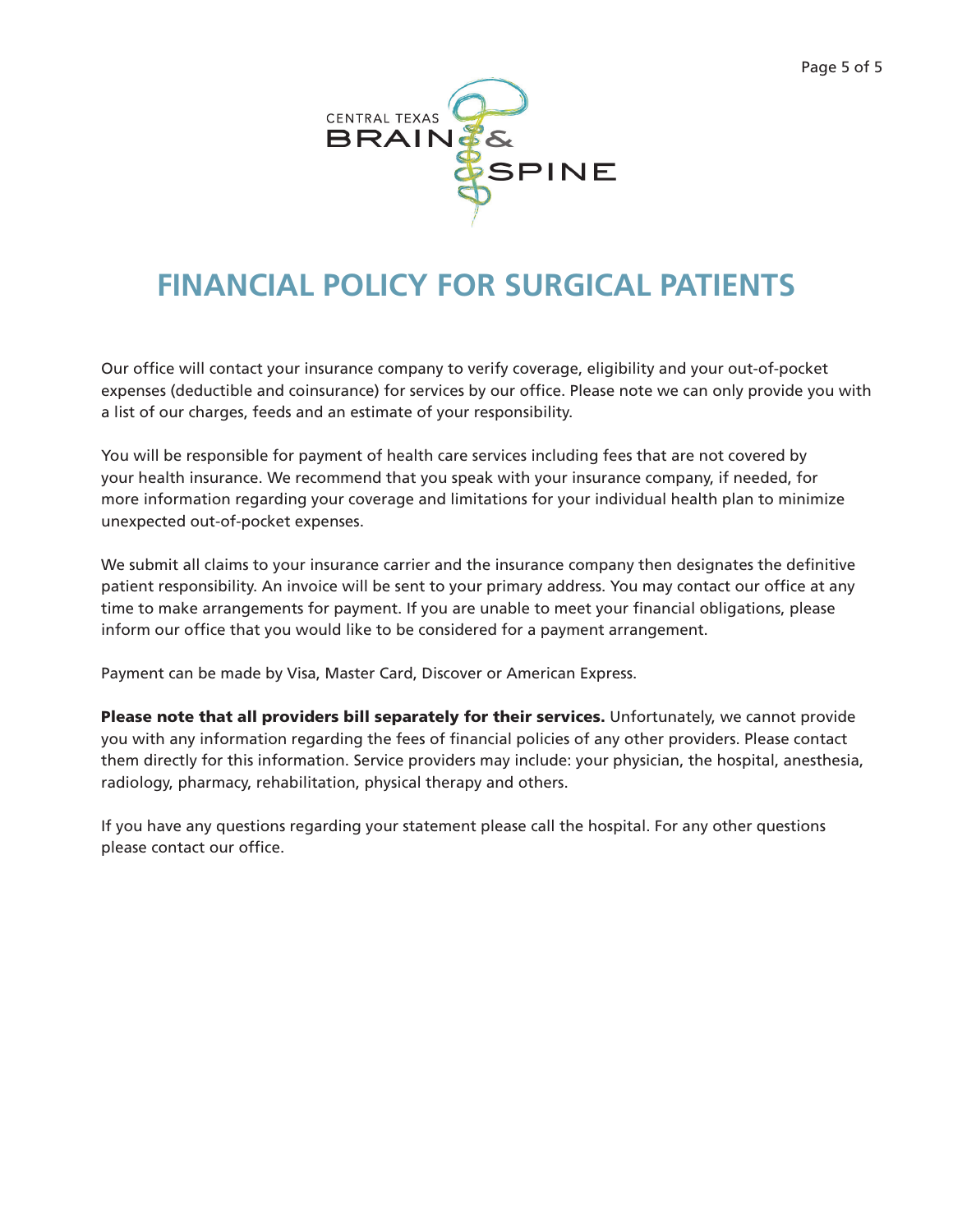CENTRAL TEXAS BRAIN & SPINE

# FINANCIAL POLICY FOR SURGICAL PATIENTS

Our office will contact your insurance company to verify coverage, eligibility and your out-of-pocket expenses (deductible and coinsurance) for services by our office. Please note we can only provide you with a list of our charges, feeds and an estimate of your responsibility.

You will be responsible for payment of health care services including fees that are not covered by your health insurance. We recommend that you speak with your insurance company, if needed, for more information regarding your coverage and limitations for your individual health plan to minimize unexpected out-of-pocket expenses.

We submit all claims to your insurance carrier and the insurance company then designates the definitive patient responsibility. An invoice will be sent to your primary address. You may contact our office at any time to make arrangements for payment. If you are unable to meet your financial obligations, please inform our office that you would like to be considered for a payment arrangement.

Payment can be made by Visa, Master Card, Discover or American Express.

**Please note that all providers bill separately for their services.** Unfortunately, we cannot provide you with any information regarding the fees of financial policies of any other providers. Please contact them directly for this information. Service providers may include: your physician, the hospital, anesthesia, radiology, pharmacy, rehabilitation, physical therapy and others.

If you have any questions regarding your statement please call the hospital. For any other questions please contact our office.